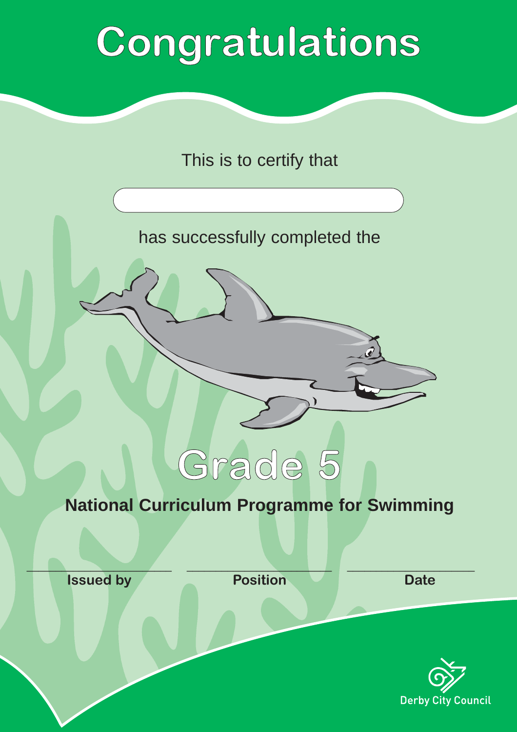# Congratulations

This is to certify that

has successfully completed the

## Grade 5

**National Curriculum Programme for Swimming**

| **Issued by** | **Position** | **Date** |
| --- | --- | --- |

Derby City Council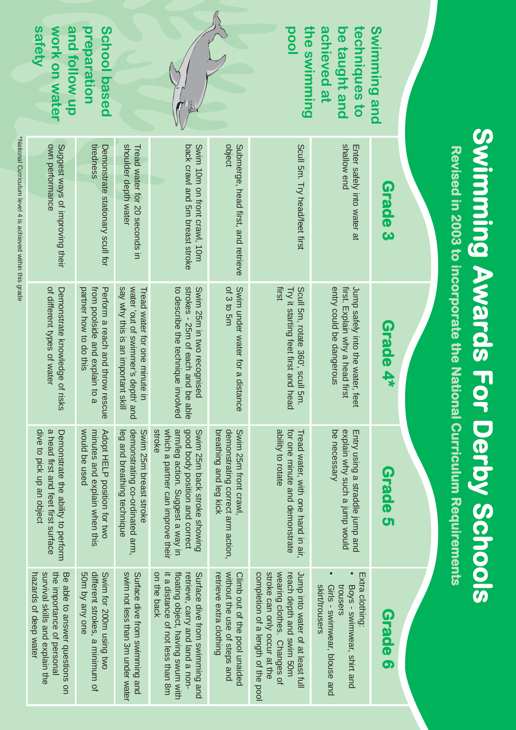# Swimming Awards For Derby Schools

## Revised in 2003 to incorporate the National Curriculum Requirements

| | Grade 3 | Grade 4* | Grade 5 | Grade 6 |
|---|---|---|---|---|
| **Swimming and techniques to be taught and achieved at the swimming pool** | Enter safely into water at shallow end | Jump safely into the water, feet first. Explain why a head first entry could be dangerous | Entry using a straddle jump and explain why such a jump would be necessary | Extra clothing:<br>• Boys - swimwear, shirt and trousers<br>• Girls - swimwear, blouse and skirt/trousers |
| | Scull 5m. Try head/feet first | Scull 5m, rotate 360°, scull 5m. Try it starting feet first and head first | Tread water, with one hand in air, for one minute and demonstrate ability to rotate | Jump into water of at least full reach depth and swim 50m wearing clothes. Changes of stroke can only occur at the completion of a length of the pool |
| | Submerge, head first, and retrieve object | Swim under water for a distance of 3 to 5m | Swim 25m front crawl, demonstrating correct arm action, breathing and leg kick | Climb out of the pool unaided without the use of steps and retrieve extra clothing |
| | Swim 10m on front crawl, 10m back crawl and 5m breast stroke | Swim 25m in two recognised strokes - 25m of each and be able to describe the technique involved | Swim 25m back stroke showing good body position and correct arm/leg action. Suggest a way in which a partner can improve their stroke | Surface dive from swimming and retrieve, carry and land a non-floating object, having swum with it a distance of not less than 8m on the back |
| | Tread water for 20 seconds in shoulder depth water | Tread water for one minute in water 'out of swimmer's depth' and say why this is an important skill | Swim 25m breast stroke demonstrating co-ordinated arm, leg and breathing technique | Surface dive from swimming and swim not less than 3m under water |
| **School based preparation and follow up work on water safety** | Demonstrate stationary scull for tiredness | Perform a reach and throw rescue from poolside and explain to a partner how to do this | Adopt HELP position for two minutes and explain when this would be used | Swim for 200m using two different strokes, a minimum of 50m by any one |
| | Suggest ways of improving their own performance | Demonstrate knowledge of risks of different types of water | Demonstrate the ability to perform a head first and feet first surface dive to pick up an object | Be able to answer questions on the importance of personal survival skills and explain the hazards of deep water |

*National Curriculum level 4 is achieved within this grade